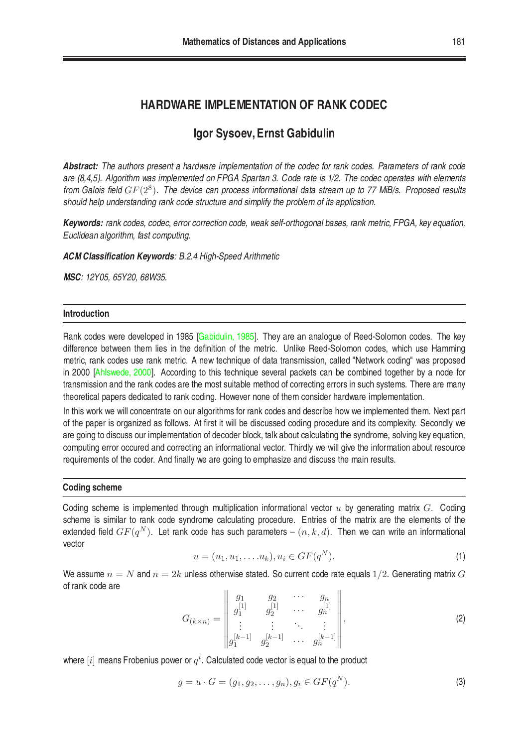# HARDWARE IMPLEMENTATION OF RANK CODEC

## Igor Sysoev, Ernst Gabidulin

***Abstract:*** *The authors present a hardware implementation of the codec for rank codes. Parameters of rank code are (8,4,5). Algorithm was implemented on FPGA Spartan 3. Code rate is 1/2. The codec operates with elements from Galois field $GF(2^8)$. The device can process informational data stream up to 77 MiB/s. Proposed results should help understanding rank code structure and simplify the problem of its application.*

***Keywords:*** *rank codes, codec, error correction code, weak self-orthogonal bases, rank metric, FPGA, key equation, Euclidean algorithm, fast computing.*

***ACM Classification Keywords****: B.2.4 High-Speed Arithmetic*

***MSC****: 12Y05, 65Y20, 68W35.*

### Introduction

Rank codes were developed in 1985 [Gabidulin, 1985]. They are an analogue of Reed-Solomon codes. The key difference between them lies in the definition of the metric. Unlike Reed-Solomon codes, which use Hamming metric, rank codes use rank metric. A new technique of data transmission, called "Network coding" was proposed in 2000 [Ahlswede, 2000]. According to this technique several packets can be combined together by a node for transmission and the rank codes are the most suitable method of correcting errors in such systems. There are many theoretical papers dedicated to rank coding. However none of them consider hardware implementation.

In this work we will concentrate on our algorithms for rank codes and describe how we implemented them. Next part of the paper is organized as follows. At first it will be discussed coding procedure and its complexity. Secondly we are going to discuss our implementation of decoder block, talk about calculating the syndrome, solving key equation, computing error occured and correcting an informational vector. Thirdly we will give the information about resource requirements of the coder. And finally we are going to emphasize and discuss the main results.

### Coding scheme

Coding scheme is implemented through multiplication informational vector $u$ by generating matrix $G$. Coding scheme is similar to rank code syndrome calculating procedure. Entries of the matrix are the elements of the extended field $GF(q^N)$. Let rank code has such parameters – $(n, k, d)$. Then we can write an informational vector

$$u = (u_1, u_1, \ldots . u_k), u_i \in GF(q^N). \tag{1}$$

We assume $n = N$ and $n = 2k$ unless otherwise stated. So current code rate equals $1/2$. Generating matrix $G$ of rank code are

$$G_{(k \times n)} = \begin{Vmatrix} g_1 & g_2 & \cdots & g_n \\ g_1^{[1]} & g_2^{[1]} & \cdots & g_n^{[1]} \\ \vdots & \vdots & \ddots & \vdots \\ g_1^{[k-1]} & g_2^{[k-1]} & \cdots & g_n^{[k-1]} \end{Vmatrix}, \tag{2}$$

where $[i]$ means Frobenius power or $q^i$. Calculated code vector is equal to the product

$$g = u \cdot G = (g_1, g_2, \ldots , g_n), g_i \in GF(q^N). \tag{3}$$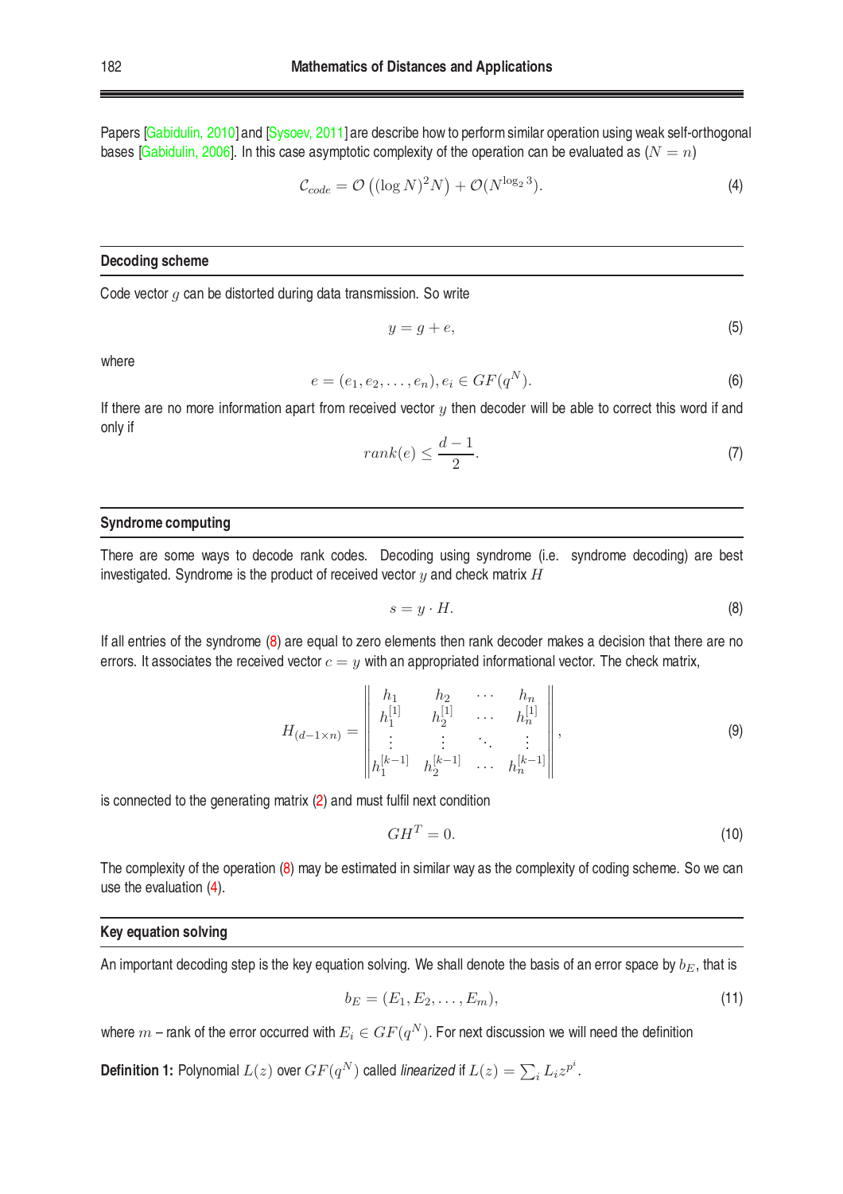Papers [Gabidulin, 2010] and [Sysoev, 2011] are describe how to perform similar operation using weak self-orthogonal bases [Gabidulin, 2006]. In this case asymptotic complexity of the operation can be evaluated as ($N = n$)

$$\mathcal{C}_{code} = \mathcal{O}\left((\log N)^2 N\right) + \mathcal{O}(N^{\log_2 3}). \tag{4}$$

## Decoding scheme

Code vector $g$ can be distorted during data transmission. So write

$$y = g + e, \tag{5}$$

where

$$e = (e_1, e_2, \ldots, e_n), e_i \in GF(q^N). \tag{6}$$

If there are no more information apart from received vector $y$ then decoder will be able to correct this word if and only if

$$rank(e) \leq \frac{d-1}{2}. \tag{7}$$

## Syndrome computing

There are some ways to decode rank codes. Decoding using syndrome (i.e. syndrome decoding) are best investigated. Syndrome is the product of received vector $y$ and check matrix $H$

$$s = y \cdot H. \tag{8}$$

If all entries of the syndrome (8) are equal to zero elements then rank decoder makes a decision that there are no errors. It associates the received vector $c = y$ with an appropriated informational vector. The check matrix,

$$H_{(d-1 \times n)} = \left\| \begin{matrix} h_1 & h_2 & \cdots & h_n \\ h_1^{[1]} & h_2^{[1]} & \cdots & h_n^{[1]} \\ \vdots & \vdots & \ddots & \vdots \\ h_1^{[k-1]} & h_2^{[k-1]} & \cdots & h_n^{[k-1]} \end{matrix} \right\|, \tag{9}$$

is connected to the generating matrix (2) and must fulfil next condition

$$GH^T = 0. \tag{10}$$

The complexity of the operation (8) may be estimated in similar way as the complexity of coding scheme. So we can use the evaluation (4).

## Key equation solving

An important decoding step is the key equation solving. We shall denote the basis of an error space by $b_E$, that is

$$b_E = (E_1, E_2, \ldots, E_m), \tag{11}$$

where $m$ – rank of the error occurred with $E_i \in GF(q^N)$. For next discussion we will need the definition

**Definition 1:** Polynomial $L(z)$ over $GF(q^N)$ called *linearized* if $L(z) = \sum_i L_i z^{p^i}$.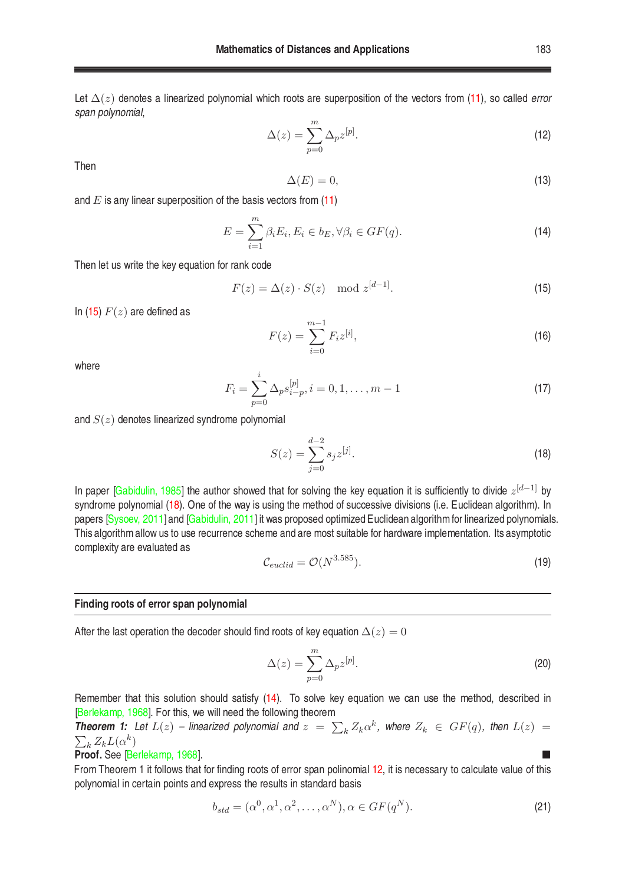Let $\Delta(z)$ denotes a linearized polynomial which roots are superposition of the vectors from (11), so called *error span polynomial*,

$$\Delta(z) = \sum_{p=0}^{m} \Delta_p z^{[p]}. \tag{12}$$

Then

$$\Delta(E) = 0, \tag{13}$$

and $E$ is any linear superposition of the basis vectors from (11)

$$E = \sum_{i=1}^{m} \beta_i E_i, E_i \in b_E, \forall \beta_i \in GF(q). \tag{14}$$

Then let us write the key equation for rank code

$$F(z) = \Delta(z) \cdot S(z) \mod z^{[d-1]}. \tag{15}$$

In (15) $F(z)$ are defined as

$$F(z) = \sum_{i=0}^{m-1} F_i z^{[i]}, \tag{16}$$

where

$$F_i = \sum_{p=0}^{i} \Delta_p s_{i-p}^{[p]}, i = 0, 1, \ldots, m-1 \tag{17}$$

and $S(z)$ denotes linearized syndrome polynomial

$$S(z) = \sum_{j=0}^{d-2} s_j z^{[j]}. \tag{18}$$

In paper [Gabidulin, 1985] the author showed that for solving the key equation it is sufficiently to divide $z^{[d-1]}$ by syndrome polynomial (18). One of the way is using the method of successive divisions (i.e. Euclidean algorithm). In papers [Sysoev, 2011] and [Gabidulin, 2011] it was proposed optimized Euclidean algorithm for linearized polynomials. This algorithm allow us to use recurrence scheme and are most suitable for hardware implementation. Its asymptotic complexity are evaluated as

$$\mathcal{C}_{euclid} = \mathcal{O}(N^{3.585}). \tag{19}$$

## Finding roots of error span polynomial

After the last operation the decoder should find roots of key equation $\Delta(z) = 0$

$$\Delta(z) = \sum_{p=0}^{m} \Delta_p z^{[p]}. \tag{20}$$

Remember that this solution should satisfy (14). To solve key equation we can use the method, described in [Berlekamp, 1968]. For this, we will need the following theorem

***Theorem 1:*** *Let $L(z)$ – linearized polynomial and $z = \sum_k Z_k \alpha^k$, where $Z_k \in GF(q)$, then $L(z) = \sum_k Z_k L(\alpha^k)$*

**Proof.** See [Berlekamp, 1968]. ■

From Theorem 1 it follows that for finding roots of error span polinomial 12, it is necessary to calculate value of this polynomial in certain points and express the results in standard basis

$$b_{std} = (\alpha^0, \alpha^1, \alpha^2, \ldots, \alpha^N), \alpha \in GF(q^N). \tag{21}$$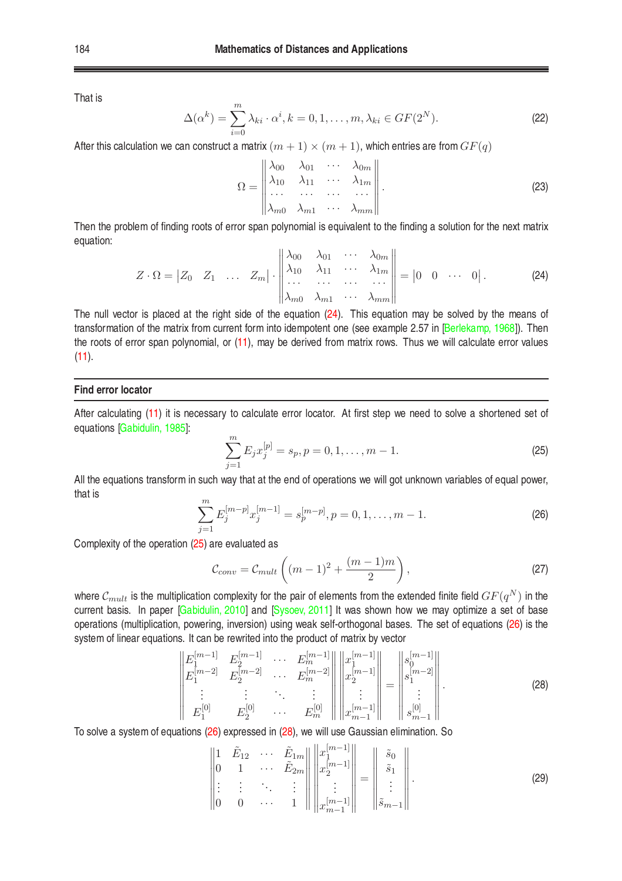That is

$$\Delta(\alpha^k) = \sum_{i=0}^{m} \lambda_{ki} \cdot \alpha^i, k = 0, 1, \ldots, m, \lambda_{ki} \in GF(2^N). \tag{22}$$

After this calculation we can construct a matrix $(m+1) \times (m+1)$, which entries are from $GF(q)$

$$\Omega = \begin{Vmatrix} \lambda_{00} & \lambda_{01} & \cdots & \lambda_{0m} \\ \lambda_{10} & \lambda_{11} & \cdots & \lambda_{1m} \\ \cdots & \cdots & \cdots & \cdots \\ \lambda_{m0} & \lambda_{m1} & \cdots & \lambda_{mm} \end{Vmatrix}. \tag{23}$$

Then the problem of finding roots of error span polynomial is equivalent to the finding a solution for the next matrix equation:

$$Z \cdot \Omega = \begin{vmatrix} Z_0 & Z_1 & \ldots & Z_m \end{vmatrix} \cdot \begin{Vmatrix} \lambda_{00} & \lambda_{01} & \cdots & \lambda_{0m} \\ \lambda_{10} & \lambda_{11} & \cdots & \lambda_{1m} \\ \cdots & \cdots & \cdots & \cdots \\ \lambda_{m0} & \lambda_{m1} & \cdots & \lambda_{mm} \end{Vmatrix} = \begin{vmatrix} 0 & 0 & \cdots & 0 \end{vmatrix}. \tag{24}$$

The null vector is placed at the right side of the equation (24). This equation may be solved by the means of transformation of the matrix from current form into idempotent one (see example 2.57 in [Berlekamp, 1968]). Then the roots of error span polynomial, or (11), may be derived from matrix rows. Thus we will calculate error values (11).

## Find error locator

After calculating (11) it is necessary to calculate error locator. At first step we need to solve a shortened set of equations [Gabidulin, 1985]:

$$\sum_{j=1}^{m} E_j x_j^{[p]} = s_p, p = 0, 1, \ldots, m-1. \tag{25}$$

All the equations transform in such way that at the end of operations we will got unknown variables of equal power, that is

$$\sum_{j=1}^{m} E_j^{[m-p]} x_j^{[m-1]} = s_p^{[m-p]}, p = 0, 1, \ldots, m-1. \tag{26}$$

Complexity of the operation (25) are evaluated as

$$\mathcal{C}_{conv} = \mathcal{C}_{mult} \left( (m-1)^2 + \frac{(m-1)m}{2} \right), \tag{27}$$

where $\mathcal{C}_{mult}$ is the multiplication complexity for the pair of elements from the extended finite field $GF(q^N)$ in the current basis. In paper [Gabidulin, 2010] and [Sysoev, 2011] It was shown how we may optimize a set of base operations (multiplication, powering, inversion) using weak self-orthogonal bases. The set of equations (26) is the system of linear equations. It can be rewrited into the product of matrix by vector

$$\begin{Vmatrix} E_1^{[m-1]} & E_2^{[m-1]} & \cdots & E_m^{[m-1]} \\ E_1^{[m-2]} & E_2^{[m-2]} & \cdots & E_m^{[m-2]} \\ \vdots & \vdots & \ddots & \vdots \\ E_1^{[0]} & E_2^{[0]} & \cdots & E_m^{[0]} \end{Vmatrix} \begin{Vmatrix} x_1^{[m-1]} \\ x_2^{[m-1]} \\ \vdots \\ x_{m-1}^{[m-1]} \end{Vmatrix} = \begin{Vmatrix} s_0^{[m-1]} \\ s_1^{[m-2]} \\ \vdots \\ s_{m-1}^{[0]} \end{Vmatrix}. \tag{28}$$

To solve a system of equations (26) expressed in (28), we will use Gaussian elimination. So

$$\begin{Vmatrix} 1 & \tilde{E}_{12} & \cdots & \tilde{E}_{1m} \\ 0 & 1 & \cdots & \tilde{E}_{2m} \\ \vdots & \vdots & \ddots & \vdots \\ 0 & 0 & \cdots & 1 \end{Vmatrix} \begin{Vmatrix} x_1^{[m-1]} \\ x_2^{[m-1]} \\ \vdots \\ x_{m-1}^{[m-1]} \end{Vmatrix} = \begin{Vmatrix} \tilde{s}_0 \\ \tilde{s}_1 \\ \vdots \\ \tilde{s}_{m-1} \end{Vmatrix}. \tag{29}$$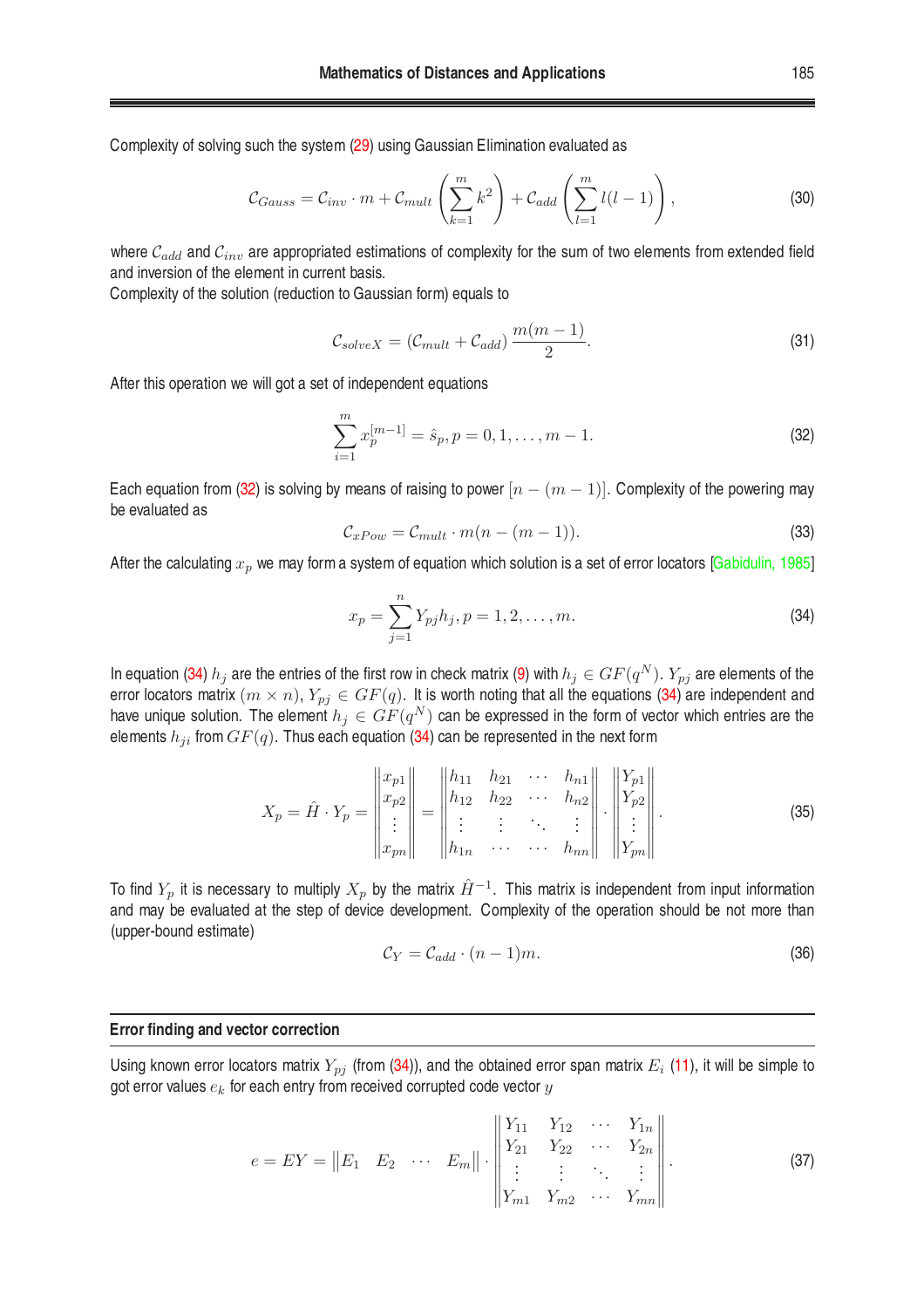Complexity of solving such the system (29) using Gaussian Elimination evaluated as

$$\mathcal{C}_{Gauss} = \mathcal{C}_{inv} \cdot m + \mathcal{C}_{mult}\left(\sum_{k=1}^{m} k^2\right) + \mathcal{C}_{add}\left(\sum_{l=1}^{m} l(l-1)\right), \tag{30}$$

where $\mathcal{C}_{add}$ and $\mathcal{C}_{inv}$ are appropriated estimations of complexity for the sum of two elements from extended field and inversion of the element in current basis.
Complexity of the solution (reduction to Gaussian form) equals to

$$\mathcal{C}_{solveX} = (\mathcal{C}_{mult} + \mathcal{C}_{add})\,\frac{m(m-1)}{2}. \tag{31}$$

After this operation we will got a set of independent equations

$$\sum_{i=1}^{m} x_p^{[m-1]} = \hat{s}_p, p = 0, 1, \ldots, m-1. \tag{32}$$

Each equation from (32) is solving by means of raising to power $[n-(m-1)]$. Complexity of the powering may be evaluated as

$$\mathcal{C}_{xPow} = \mathcal{C}_{mult} \cdot m(n-(m-1)). \tag{33}$$

After the calculating $x_p$ we may form a system of equation which solution is a set of error locators [Gabidulin, 1985]

$$x_p = \sum_{j=1}^{n} Y_{pj} h_j, p = 1, 2, \ldots, m. \tag{34}$$

In equation (34) $h_j$ are the entries of the first row in check matrix (9) with $h_j \in GF(q^N)$. $Y_{pj}$ are elements of the error locators matrix $(m \times n)$, $Y_{pj} \in GF(q)$. It is worth noting that all the equations (34) are independent and have unique solution. The element $h_j \in GF(q^N)$ can be expressed in the form of vector which entries are the elements $h_{ji}$ from $GF(q)$. Thus each equation (34) can be represented in the next form

$$X_p = \hat{H} \cdot Y_p = \begin{Vmatrix} x_{p1} \\ x_{p2} \\ \vdots \\ x_{pn} \end{Vmatrix} = \begin{Vmatrix} h_{11} & h_{21} & \cdots & h_{n1} \\ h_{12} & h_{22} & \cdots & h_{n2} \\ \vdots & \vdots & \ddots & \vdots \\ h_{1n} & \cdots & \cdots & h_{nn} \end{Vmatrix} \cdot \begin{Vmatrix} Y_{p1} \\ Y_{p2} \\ \vdots \\ Y_{pn} \end{Vmatrix}. \tag{35}$$

To find $Y_p$ it is necessary to multiply $X_p$ by the matrix $\hat{H}^{-1}$. This matrix is independent from input information and may be evaluated at the step of device development. Complexity of the operation should be not more than (upper-bound estimate)

$$\mathcal{C}_Y = \mathcal{C}_{add} \cdot (n-1)m. \tag{36}$$

## Error finding and vector correction

Using known error locators matrix $Y_{pj}$ (from (34)), and the obtained error span matrix $E_i$ (11), it will be simple to got error values $e_k$ for each entry from received corrupted code vector $y$

$$e = EY = \begin{Vmatrix} E_1 & E_2 & \cdots & E_m \end{Vmatrix} \cdot \begin{Vmatrix} Y_{11} & Y_{12} & \cdots & Y_{1n} \\ Y_{21} & Y_{22} & \cdots & Y_{2n} \\ \vdots & \vdots & \ddots & \vdots \\ Y_{m1} & Y_{m2} & \cdots & Y_{mn} \end{Vmatrix}. \tag{37}$$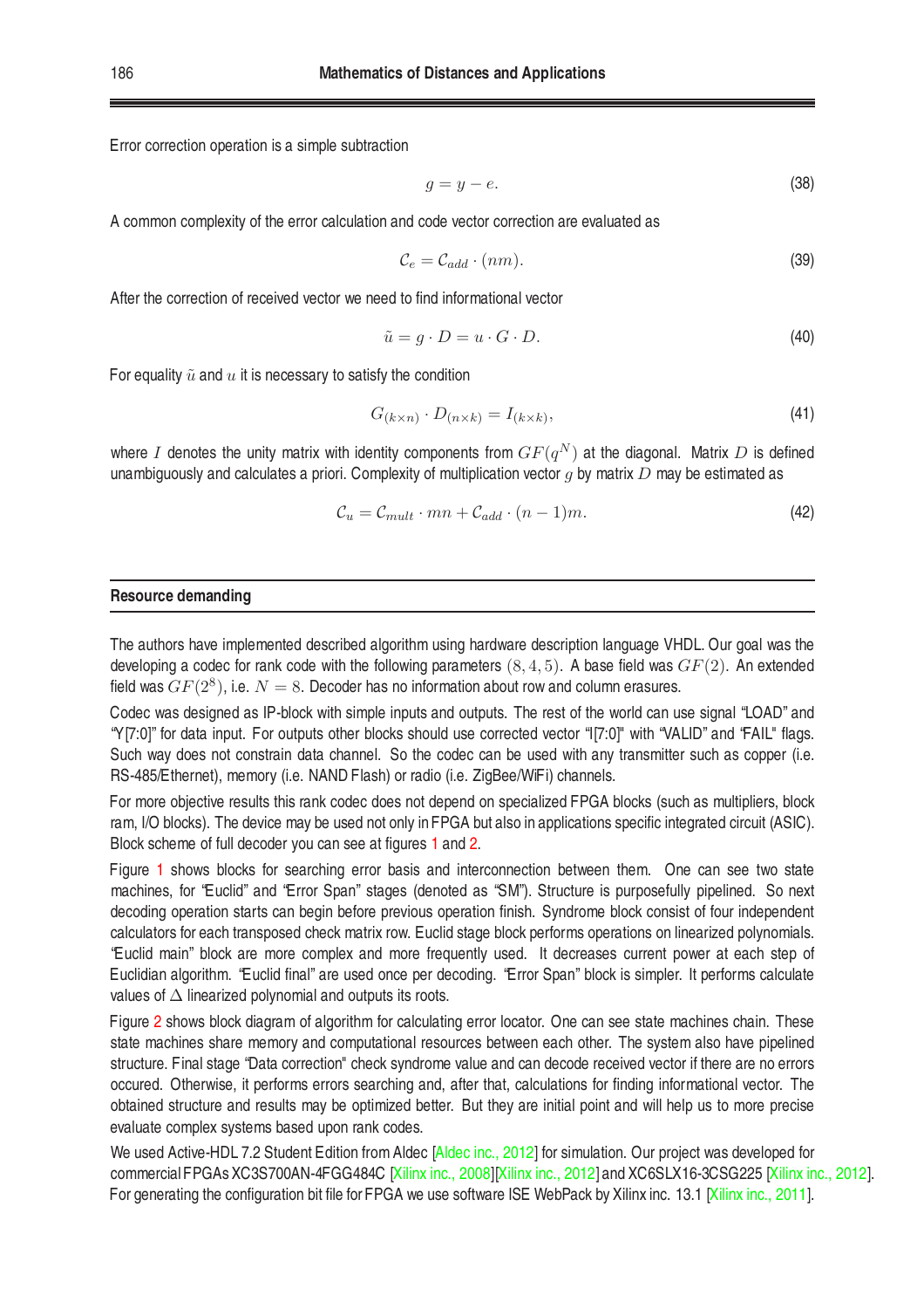Error correction operation is a simple subtraction

$$g = y - e. \tag{38}$$

A common complexity of the error calculation and code vector correction are evaluated as

$$\mathcal{C}_e = \mathcal{C}_{add} \cdot (nm). \tag{39}$$

After the correction of received vector we need to find informational vector

$$\tilde{u} = g \cdot D = u \cdot G \cdot D. \tag{40}$$

For equality $\tilde{u}$ and $u$ it is necessary to satisfy the condition

$$G_{(k \times n)} \cdot D_{(n \times k)} = I_{(k \times k)}, \tag{41}$$

where $I$ denotes the unity matrix with identity components from $GF(q^N)$ at the diagonal. Matrix $D$ is defined unambiguously and calculates a priori. Complexity of multiplication vector $g$ by matrix $D$ may be estimated as

$$\mathcal{C}_u = \mathcal{C}_{mult} \cdot mn + \mathcal{C}_{add} \cdot (n-1)m. \tag{42}$$

## Resource demanding

The authors have implemented described algorithm using hardware description language VHDL. Our goal was the developing a codec for rank code with the following parameters $(8, 4, 5)$. A base field was $GF(2)$. An extended field was $GF(2^8)$, i.e. $N = 8$. Decoder has no information about row and column erasures.

Codec was designed as IP-block with simple inputs and outputs. The rest of the world can use signal "LOAD" and "Y[7:0]" for data input. For outputs other blocks should use corrected vector "I[7:0]" with "VALID" and "FAIL" flags. Such way does not constrain data channel. So the codec can be used with any transmitter such as copper (i.e. RS-485/Ethernet), memory (i.e. NAND Flash) or radio (i.e. ZigBee/WiFi) channels.

For more objective results this rank codec does not depend on specialized FPGA blocks (such as multipliers, block ram, I/O blocks). The device may be used not only in FPGA but also in applications specific integrated circuit (ASIC). Block scheme of full decoder you can see at figures 1 and 2.

Figure 1 shows blocks for searching error basis and interconnection between them. One can see two state machines, for "Euclid" and "Error Span" stages (denoted as "SM"). Structure is purposefully pipelined. So next decoding operation starts can begin before previous operation finish. Syndrome block consist of four independent calculators for each transposed check matrix row. Euclid stage block performs operations on linearized polynomials. "Euclid main" block are more complex and more frequently used. It decreases current power at each step of Euclidian algorithm. "Euclid final" are used once per decoding. "Error Span" block is simpler. It performs calculate values of $\Delta$ linearized polynomial and outputs its roots.

Figure 2 shows block diagram of algorithm for calculating error locator. One can see state machines chain. These state machines share memory and computational resources between each other. The system also have pipelined structure. Final stage "Data correction" check syndrome value and can decode received vector if there are no errors occured. Otherwise, it performs errors searching and, after that, calculations for finding informational vector. The obtained structure and results may be optimized better. But they are initial point and will help us to more precise evaluate complex systems based upon rank codes.

We used Active-HDL 7.2 Student Edition from Aldec [Aldec inc., 2012] for simulation. Our project was developed for commercial FPGAs XC3S700AN-4FGG484C [Xilinx inc., 2008][Xilinx inc., 2012] and XC6SLX16-3CSG225 [Xilinx inc., 2012]. For generating the configuration bit file for FPGA we use software ISE WebPack by Xilinx inc. 13.1 [Xilinx inc., 2011].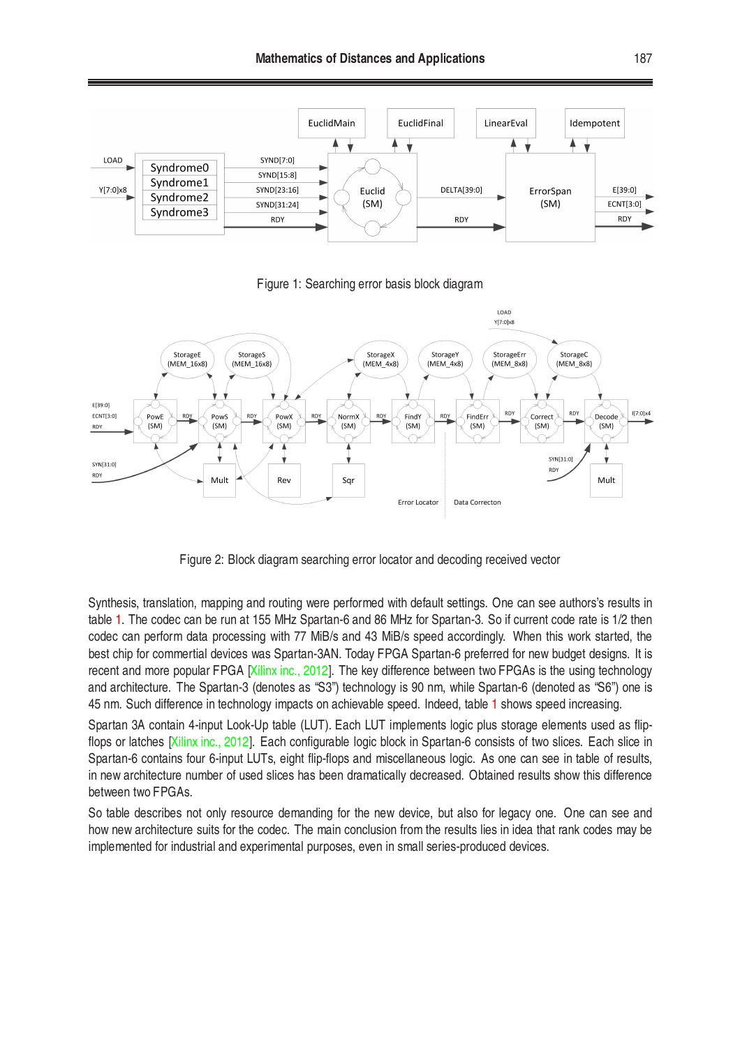Figure 1: Searching error basis block diagram

Figure 2: Block diagram searching error locator and decoding received vector

Synthesis, translation, mapping and routing were performed with default settings. One can see authors's results in table 1. The codec can be run at 155 MHz Spartan-6 and 86 MHz for Spartan-3. So if current code rate is 1/2 then codec can perform data processing with 77 MiB/s and 43 MiB/s speed accordingly. When this work started, the best chip for commertial devices was Spartan-3AN. Today FPGA Spartan-6 preferred for new budget designs. It is recent and more popular FPGA [Xilinx inc., 2012]. The key difference between two FPGAs is the using technology and architecture. The Spartan-3 (denotes as "S3") technology is 90 nm, while Spartan-6 (denoted as "S6") one is 45 nm. Such difference in technology impacts on achievable speed. Indeed, table 1 shows speed increasing.

Spartan 3A contain 4-input Look-Up table (LUT). Each LUT implements logic plus storage elements used as flip-flops or latches [Xilinx inc., 2012]. Each configurable logic block in Spartan-6 consists of two slices. Each slice in Spartan-6 contains four 6-input LUTs, eight flip-flops and miscellaneous logic. As one can see in table of results, in new architecture number of used slices has been dramatically decreased. Obtained results show this difference between two FPGAs.

So table describes not only resource demanding for the new device, but also for legacy one. One can see and how new architecture suits for the codec. The main conclusion from the results lies in idea that rank codes may be implemented for industrial and experimental purposes, even in small series-produced devices.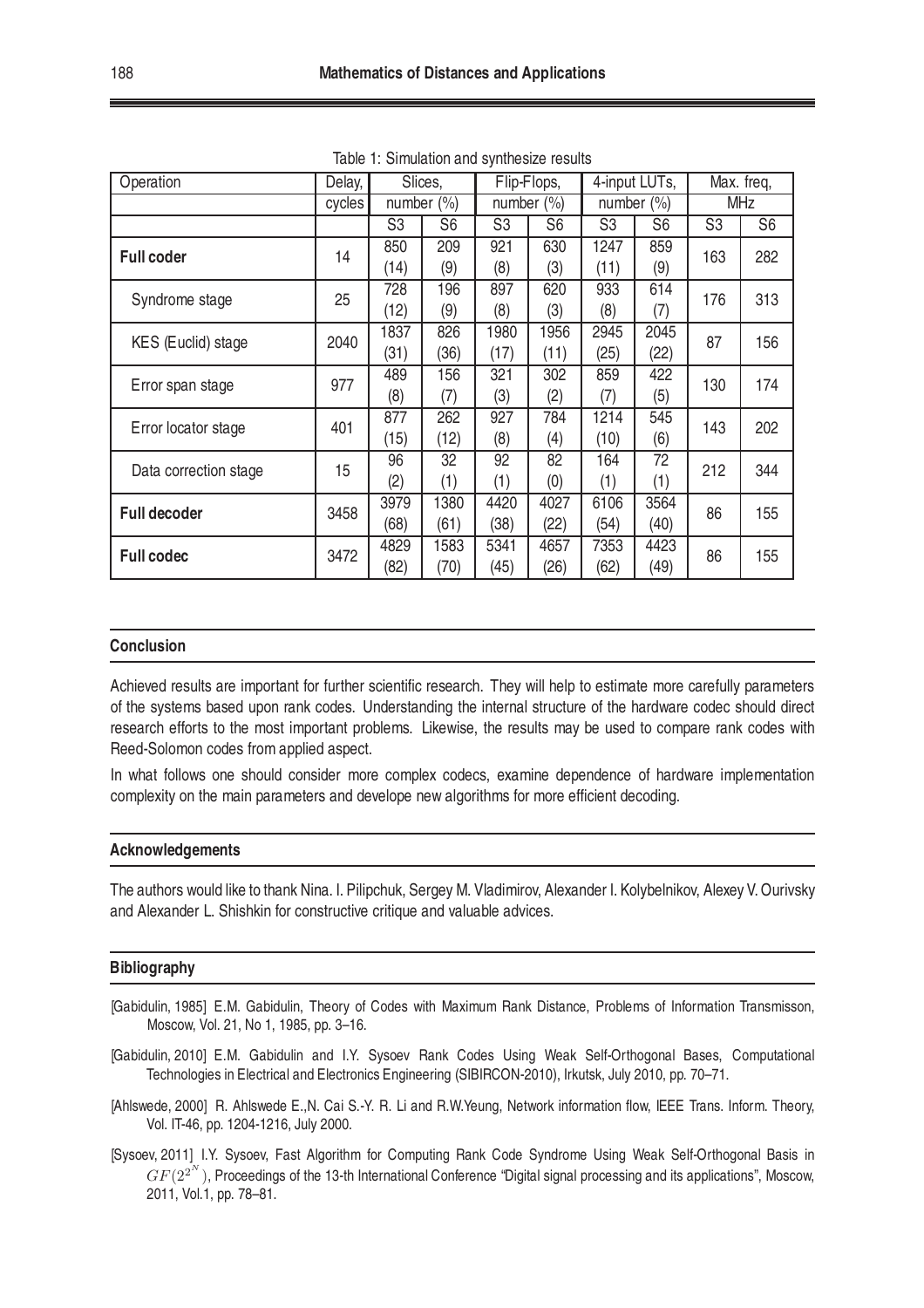Table 1: Simulation and synthesize results

| Operation | Delay, cycles | Slices, number (%) | | Flip-Flops, number (%) | | 4-input LUTs, number (%) | | Max. freq, MHz | |
|---|---|---|---|---|---|---|---|---|---|
| | | S3 | S6 | S3 | S6 | S3 | S6 | S3 | S6 |
| **Full coder** | 14 | 850 (14) | 209 (9) | 921 (8) | 630 (3) | 1247 (11) | 859 (9) | 163 | 282 |
| Syndrome stage | 25 | 728 (12) | 196 (9) | 897 (8) | 620 (3) | 933 (8) | 614 (7) | 176 | 313 |
| KES (Euclid) stage | 2040 | 1837 (31) | 826 (36) | 1980 (17) | 1956 (11) | 2945 (25) | 2045 (22) | 87 | 156 |
| Error span stage | 977 | 489 (8) | 156 (7) | 321 (3) | 302 (2) | 859 (7) | 422 (5) | 130 | 174 |
| Error locator stage | 401 | 877 (15) | 262 (12) | 927 (8) | 784 (4) | 1214 (10) | 545 (6) | 143 | 202 |
| Data correction stage | 15 | 96 (2) | 32 (1) | 92 (1) | 82 (0) | 164 (1) | 72 (1) | 212 | 344 |
| **Full decoder** | 3458 | 3979 (68) | 1380 (61) | 4420 (38) | 4027 (22) | 6106 (54) | 3564 (40) | 86 | 155 |
| **Full codec** | 3472 | 4829 (82) | 1583 (70) | 5341 (45) | 4657 (26) | 7353 (62) | 4423 (49) | 86 | 155 |

## Conclusion

Achieved results are important for further scientific research. They will help to estimate more carefully parameters of the systems based upon rank codes. Understanding the internal structure of the hardware codec should direct research efforts to the most important problems. Likewise, the results may be used to compare rank codes with Reed-Solomon codes from applied aspect.

In what follows one should consider more complex codecs, examine dependence of hardware implementation complexity on the main parameters and develope new algorithms for more efficient decoding.

## Acknowledgements

The authors would like to thank Nina. I. Pilipchuk, Sergey M. Vladimirov, Alexander I. Kolybelnikov, Alexey V. Ourivsky and Alexander L. Shishkin for constructive critique and valuable advices.

## Bibliography

[Gabidulin, 1985] E.M. Gabidulin, Theory of Codes with Maximum Rank Distance, Problems of Information Transmisson, Moscow, Vol. 21, No 1, 1985, pp. 3–16.

[Gabidulin, 2010] E.M. Gabidulin and I.Y. Sysoev Rank Codes Using Weak Self-Orthogonal Bases, Computational Technologies in Electrical and Electronics Engineering (SIBIRCON-2010), Irkutsk, July 2010, pp. 70–71.

[Ahlswede, 2000] R. Ahlswede E.,N. Cai S.-Y. R. Li and R.W.Yeung, Network information flow, IEEE Trans. Inform. Theory, Vol. IT-46, pp. 1204-1216, July 2000.

[Sysoev, 2011] I.Y. Sysoev, Fast Algorithm for Computing Rank Code Syndrome Using Weak Self-Orthogonal Basis in $GF(2^{2^N})$, Proceedings of the 13-th International Conference "Digital signal processing and its applications", Moscow, 2011, Vol.1, pp. 78–81.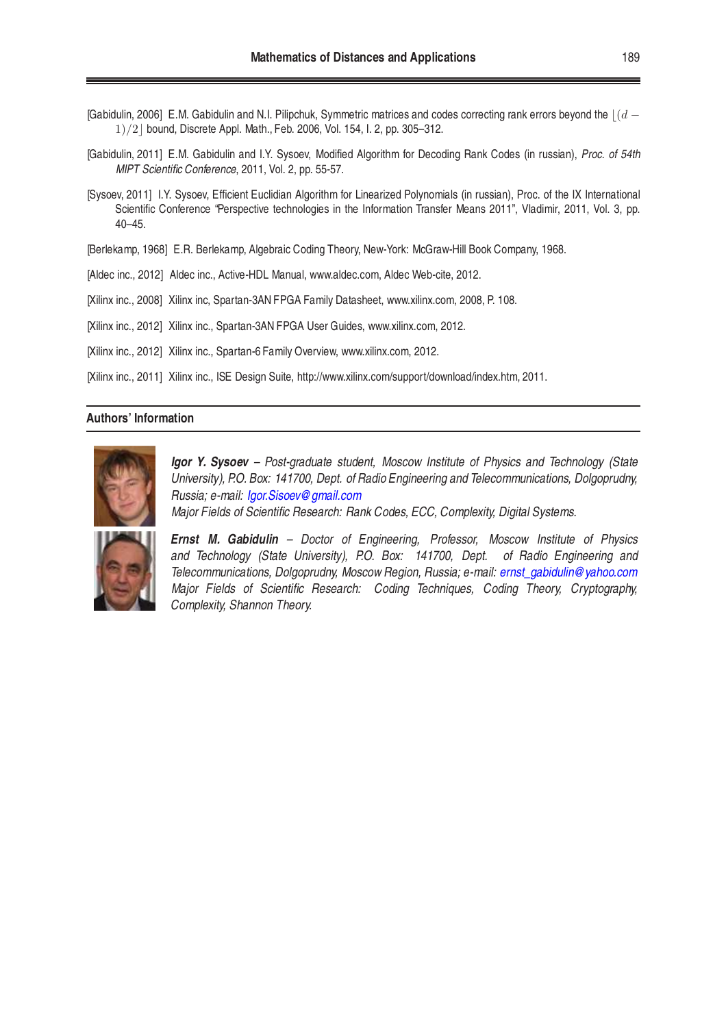[Gabidulin, 2006] E.M. Gabidulin and N.I. Pilipchuk, Symmetric matrices and codes correcting rank errors beyond the $\lfloor (d-1)/2 \rfloor$ bound, Discrete Appl. Math., Feb. 2006, Vol. 154, I. 2, pp. 305–312.

[Gabidulin, 2011] E.M. Gabidulin and I.Y. Sysoev, Modified Algorithm for Decoding Rank Codes (in russian), *Proc. of 54th MIPT Scientific Conference*, 2011, Vol. 2, pp. 55-57.

[Sysoev, 2011] I.Y. Sysoev, Efficient Euclidian Algorithm for Linearized Polynomials (in russian), Proc. of the IX International Scientific Conference "Perspective technologies in the Information Transfer Means 2011", Vladimir, 2011, Vol. 3, pp. 40–45.

[Berlekamp, 1968] E.R. Berlekamp, Algebraic Coding Theory, New-York: McGraw-Hill Book Company, 1968.

[Aldec inc., 2012] Aldec inc., Active-HDL Manual, www.aldec.com, Aldec Web-cite, 2012.

[Xilinx inc., 2008] Xilinx inc, Spartan-3AN FPGA Family Datasheet, www.xilinx.com, 2008, P. 108.

[Xilinx inc., 2012] Xilinx inc., Spartan-3AN FPGA User Guides, www.xilinx.com, 2012.

[Xilinx inc., 2012] Xilinx inc., Spartan-6 Family Overview, www.xilinx.com, 2012.

[Xilinx inc., 2011] Xilinx inc., ISE Design Suite, http://www.xilinx.com/support/download/index.htm, 2011.

## Authors' Information

***Igor Y. Sysoev*** *– Post-graduate student, Moscow Institute of Physics and Technology (State University), P.O. Box: 141700, Dept. of Radio Engineering and Telecommunications, Dolgoprudny, Russia; e-mail: Igor.Sisoev@gmail.com*
*Major Fields of Scientific Research: Rank Codes, ECC, Complexity, Digital Systems.*

***Ernst M. Gabidulin*** *– Doctor of Engineering, Professor, Moscow Institute of Physics and Technology (State University), P.O. Box: 141700, Dept. of Radio Engineering and Telecommunications, Dolgoprudny, Moscow Region, Russia; e-mail: ernst_gabidulin@yahoo.com*
*Major Fields of Scientific Research: Coding Techniques, Coding Theory, Cryptography, Complexity, Shannon Theory.*